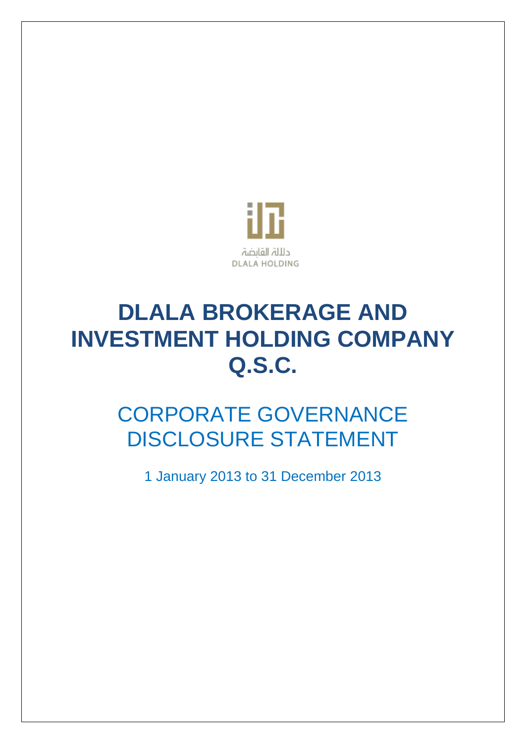دلالة القابضة
DLALA HOLDING

# DLALA BROKERAGE AND INVESTMENT HOLDING COMPANY Q.S.C.

## CORPORATE GOVERNANCE DISCLOSURE STATEMENT

1 January 2013 to 31 December 2013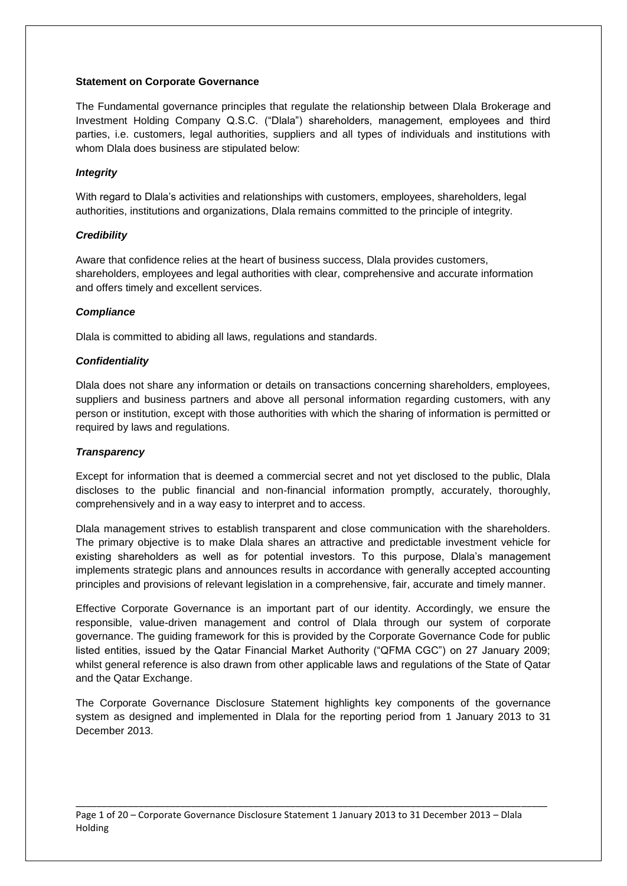**Statement on Corporate Governance**

The Fundamental governance principles that regulate the relationship between Dlala Brokerage and Investment Holding Company Q.S.C. ("Dlala") shareholders, management, employees and third parties, i.e. customers, legal authorities, suppliers and all types of individuals and institutions with whom Dlala does business are stipulated below:

***Integrity***

With regard to Dlala's activities and relationships with customers, employees, shareholders, legal authorities, institutions and organizations, Dlala remains committed to the principle of integrity.

***Credibility***

Aware that confidence relies at the heart of business success, Dlala provides customers, shareholders, employees and legal authorities with clear, comprehensive and accurate information and offers timely and excellent services.

***Compliance***

Dlala is committed to abiding all laws, regulations and standards.

***Confidentiality***

Dlala does not share any information or details on transactions concerning shareholders, employees, suppliers and business partners and above all personal information regarding customers, with any person or institution, except with those authorities with which the sharing of information is permitted or required by laws and regulations.

***Transparency***

Except for information that is deemed a commercial secret and not yet disclosed to the public, Dlala discloses to the public financial and non-financial information promptly, accurately, thoroughly, comprehensively and in a way easy to interpret and to access.

Dlala management strives to establish transparent and close communication with the shareholders. The primary objective is to make Dlala shares an attractive and predictable investment vehicle for existing shareholders as well as for potential investors. To this purpose, Dlala's management implements strategic plans and announces results in accordance with generally accepted accounting principles and provisions of relevant legislation in a comprehensive, fair, accurate and timely manner.

Effective Corporate Governance is an important part of our identity. Accordingly, we ensure the responsible, value-driven management and control of Dlala through our system of corporate governance. The guiding framework for this is provided by the Corporate Governance Code for public listed entities, issued by the Qatar Financial Market Authority ("QFMA CGC") on 27 January 2009; whilst general reference is also drawn from other applicable laws and regulations of the State of Qatar and the Qatar Exchange.

The Corporate Governance Disclosure Statement highlights key components of the governance system as designed and implemented in Dlala for the reporting period from 1 January 2013 to 31 December 2013.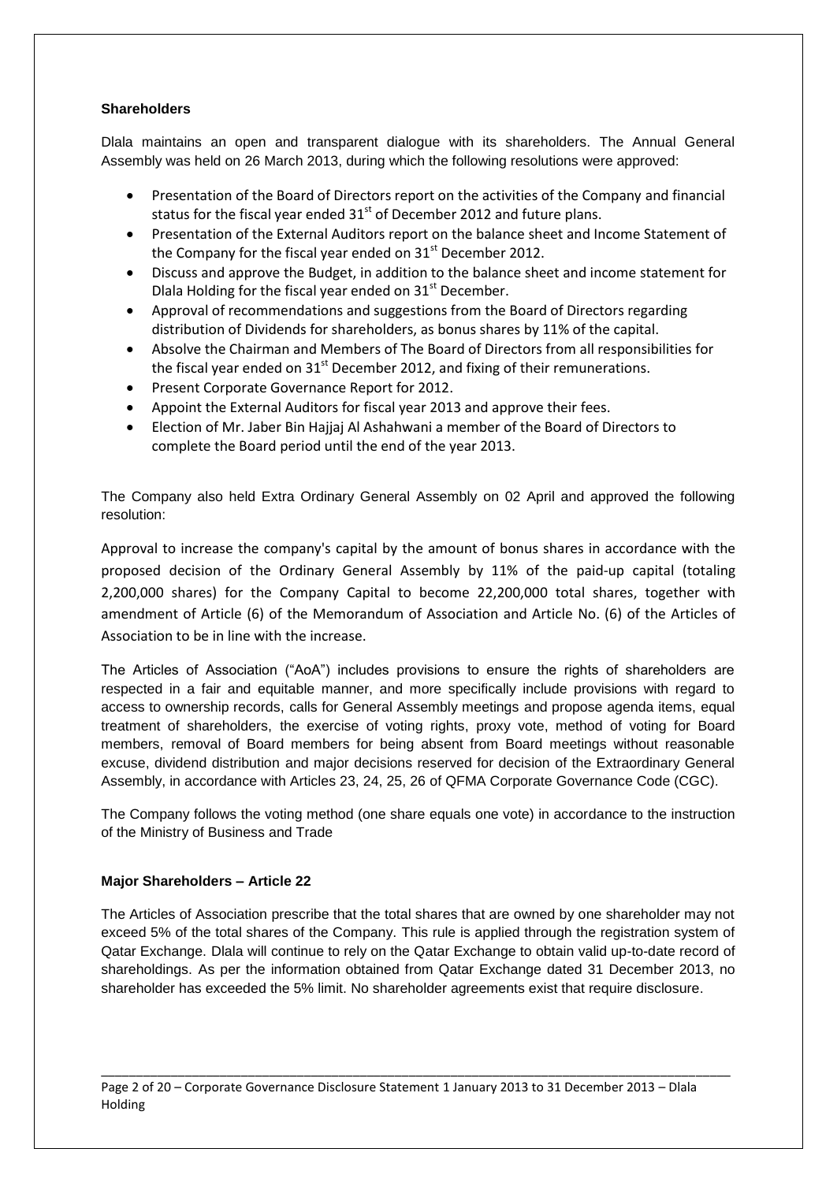**Shareholders**

Dlala maintains an open and transparent dialogue with its shareholders. The Annual General Assembly was held on 26 March 2013, during which the following resolutions were approved:

- Presentation of the Board of Directors report on the activities of the Company and financial status for the fiscal year ended 31st of December 2012 and future plans.
- Presentation of the External Auditors report on the balance sheet and Income Statement of the Company for the fiscal year ended on 31st December 2012.
- Discuss and approve the Budget, in addition to the balance sheet and income statement for Dlala Holding for the fiscal year ended on 31st December.
- Approval of recommendations and suggestions from the Board of Directors regarding distribution of Dividends for shareholders, as bonus shares by 11% of the capital.
- Absolve the Chairman and Members of The Board of Directors from all responsibilities for the fiscal year ended on 31st December 2012, and fixing of their remunerations.
- Present Corporate Governance Report for 2012.
- Appoint the External Auditors for fiscal year 2013 and approve their fees.
- Election of Mr. Jaber Bin Hajjaj Al Ashahwani a member of the Board of Directors to complete the Board period until the end of the year 2013.

The Company also held Extra Ordinary General Assembly on 02 April and approved the following resolution:

Approval to increase the company's capital by the amount of bonus shares in accordance with the proposed decision of the Ordinary General Assembly by 11% of the paid-up capital (totaling 2,200,000 shares) for the Company Capital to become 22,200,000 total shares, together with amendment of Article (6) of the Memorandum of Association and Article No. (6) of the Articles of Association to be in line with the increase.

The Articles of Association ("AoA") includes provisions to ensure the rights of shareholders are respected in a fair and equitable manner, and more specifically include provisions with regard to access to ownership records, calls for General Assembly meetings and propose agenda items, equal treatment of shareholders, the exercise of voting rights, proxy vote, method of voting for Board members, removal of Board members for being absent from Board meetings without reasonable excuse, dividend distribution and major decisions reserved for decision of the Extraordinary General Assembly, in accordance with Articles 23, 24, 25, 26 of QFMA Corporate Governance Code (CGC).

The Company follows the voting method (one share equals one vote) in accordance to the instruction of the Ministry of Business and Trade

**Major Shareholders – Article 22**

The Articles of Association prescribe that the total shares that are owned by one shareholder may not exceed 5% of the total shares of the Company. This rule is applied through the registration system of Qatar Exchange. Dlala will continue to rely on the Qatar Exchange to obtain valid up-to-date record of shareholdings. As per the information obtained from Qatar Exchange dated 31 December 2013, no shareholder has exceeded the 5% limit. No shareholder agreements exist that require disclosure.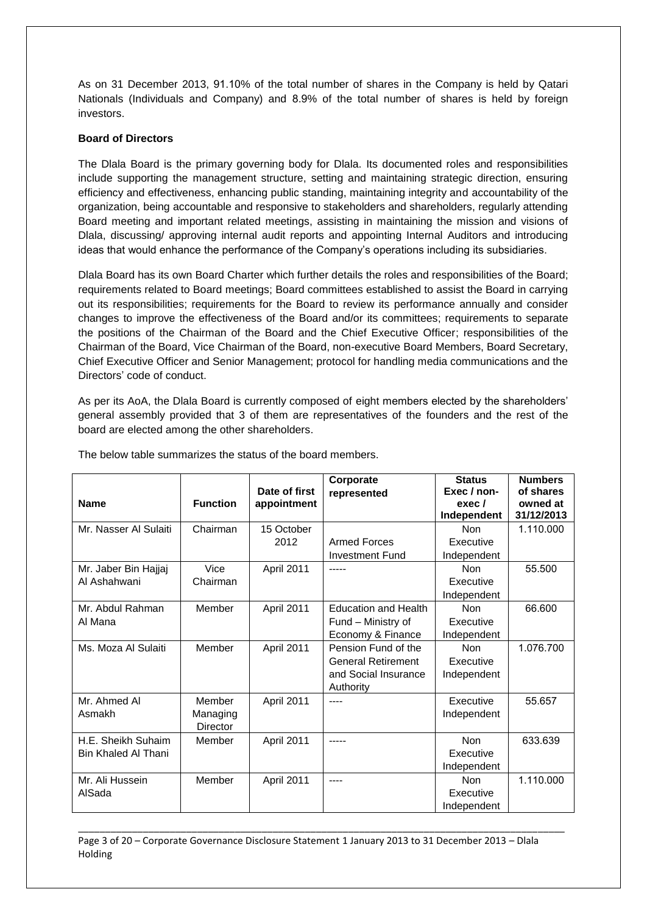As on 31 December 2013, 91.10% of the total number of shares in the Company is held by Qatari Nationals (Individuals and Company) and 8.9% of the total number of shares is held by foreign investors.

**Board of Directors**

The Dlala Board is the primary governing body for Dlala. Its documented roles and responsibilities include supporting the management structure, setting and maintaining strategic direction, ensuring efficiency and effectiveness, enhancing public standing, maintaining integrity and accountability of the organization, being accountable and responsive to stakeholders and shareholders, regularly attending Board meeting and important related meetings, assisting in maintaining the mission and visions of Dlala, discussing/ approving internal audit reports and appointing Internal Auditors and introducing ideas that would enhance the performance of the Company's operations including its subsidiaries.

Dlala Board has its own Board Charter which further details the roles and responsibilities of the Board; requirements related to Board meetings; Board committees established to assist the Board in carrying out its responsibilities; requirements for the Board to review its performance annually and consider changes to improve the effectiveness of the Board and/or its committees; requirements to separate the positions of the Chairman of the Board and the Chief Executive Officer; responsibilities of the Chairman of the Board, Vice Chairman of the Board, non-executive Board Members, Board Secretary, Chief Executive Officer and Senior Management; protocol for handling media communications and the Directors' code of conduct.

As per its AoA, the Dlala Board is currently composed of eight members elected by the shareholders' general assembly provided that 3 of them are representatives of the founders and the rest of the board are elected among the other shareholders.

The below table summarizes the status of the board members.

| Name | Function | Date of first appointment | Corporate represented | Status Exec / non-exec / Independent | Numbers of shares owned at 31/12/2013 |
|---|---|---|---|---|---|
| Mr. Nasser Al Sulaiti | Chairman | 15 October 2012 | Armed Forces Investment Fund | Non Executive Independent | 1.110.000 |
| Mr. Jaber Bin Hajjaj Al Ashahwani | Vice Chairman | April 2011 | ----- | Non Executive Independent | 55.500 |
| Mr. Abdul Rahman Al Mana | Member | April 2011 | Education and Health Fund – Ministry of Economy & Finance | Non Executive Independent | 66.600 |
| Ms. Moza Al Sulaiti | Member | April 2011 | Pension Fund of the General Retirement and Social Insurance Authority | Non Executive Independent | 1.076.700 |
| Mr. Ahmed Al Asmakh | Member Managing Director | April 2011 | ---- | Executive Independent | 55.657 |
| H.E. Sheikh Suhaim Bin Khaled Al Thani | Member | April 2011 | ----- | Non Executive Independent | 633.639 |
| Mr. Ali Hussein AlSada | Member | April 2011 | ---- | Non Executive Independent | 1.110.000 |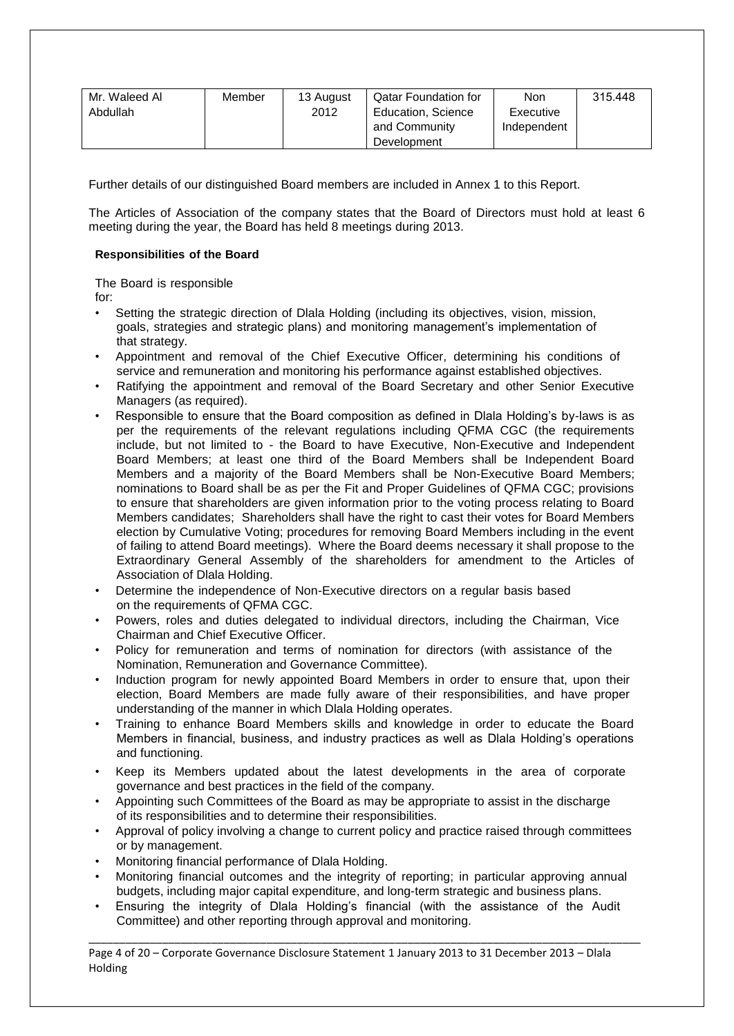| Mr. Waleed Al Abdullah | Member | 13 August 2012 | Qatar Foundation for Education, Science and Community Development | Non Executive Independent | 315.448 |
|---|---|---|---|---|---|

Further details of our distinguished Board members are included in Annex 1 to this Report.

The Articles of Association of the company states that the Board of Directors must hold at least 6 meeting during the year, the Board has held 8 meetings during 2013.

**Responsibilities of the Board**

The Board is responsible for:

- Setting the strategic direction of Dlala Holding (including its objectives, vision, mission, goals, strategies and strategic plans) and monitoring management's implementation of that strategy.
- Appointment and removal of the Chief Executive Officer, determining his conditions of service and remuneration and monitoring his performance against established objectives.
- Ratifying the appointment and removal of the Board Secretary and other Senior Executive Managers (as required).
- Responsible to ensure that the Board composition as defined in Dlala Holding's by-laws is as per the requirements of the relevant regulations including QFMA CGC (the requirements include, but not limited to - the Board to have Executive, Non-Executive and Independent Board Members; at least one third of the Board Members shall be Independent Board Members and a majority of the Board Members shall be Non-Executive Board Members; nominations to Board shall be as per the Fit and Proper Guidelines of QFMA CGC; provisions to ensure that shareholders are given information prior to the voting process relating to Board Members candidates; Shareholders shall have the right to cast their votes for Board Members election by Cumulative Voting; procedures for removing Board Members including in the event of failing to attend Board meetings). Where the Board deems necessary it shall propose to the Extraordinary General Assembly of the shareholders for amendment to the Articles of Association of Dlala Holding.
- Determine the independence of Non-Executive directors on a regular basis based on the requirements of QFMA CGC.
- Powers, roles and duties delegated to individual directors, including the Chairman, Vice Chairman and Chief Executive Officer.
- Policy for remuneration and terms of nomination for directors (with assistance of the Nomination, Remuneration and Governance Committee).
- Induction program for newly appointed Board Members in order to ensure that, upon their election, Board Members are made fully aware of their responsibilities, and have proper understanding of the manner in which Dlala Holding operates.
- Training to enhance Board Members skills and knowledge in order to educate the Board Members in financial, business, and industry practices as well as Dlala Holding's operations and functioning.
- Keep its Members updated about the latest developments in the area of corporate governance and best practices in the field of the company.
- Appointing such Committees of the Board as may be appropriate to assist in the discharge of its responsibilities and to determine their responsibilities.
- Approval of policy involving a change to current policy and practice raised through committees or by management.
- Monitoring financial performance of Dlala Holding.
- Monitoring financial outcomes and the integrity of reporting; in particular approving annual budgets, including major capital expenditure, and long-term strategic and business plans.
- Ensuring the integrity of Dlala Holding's financial (with the assistance of the Audit Committee) and other reporting through approval and monitoring.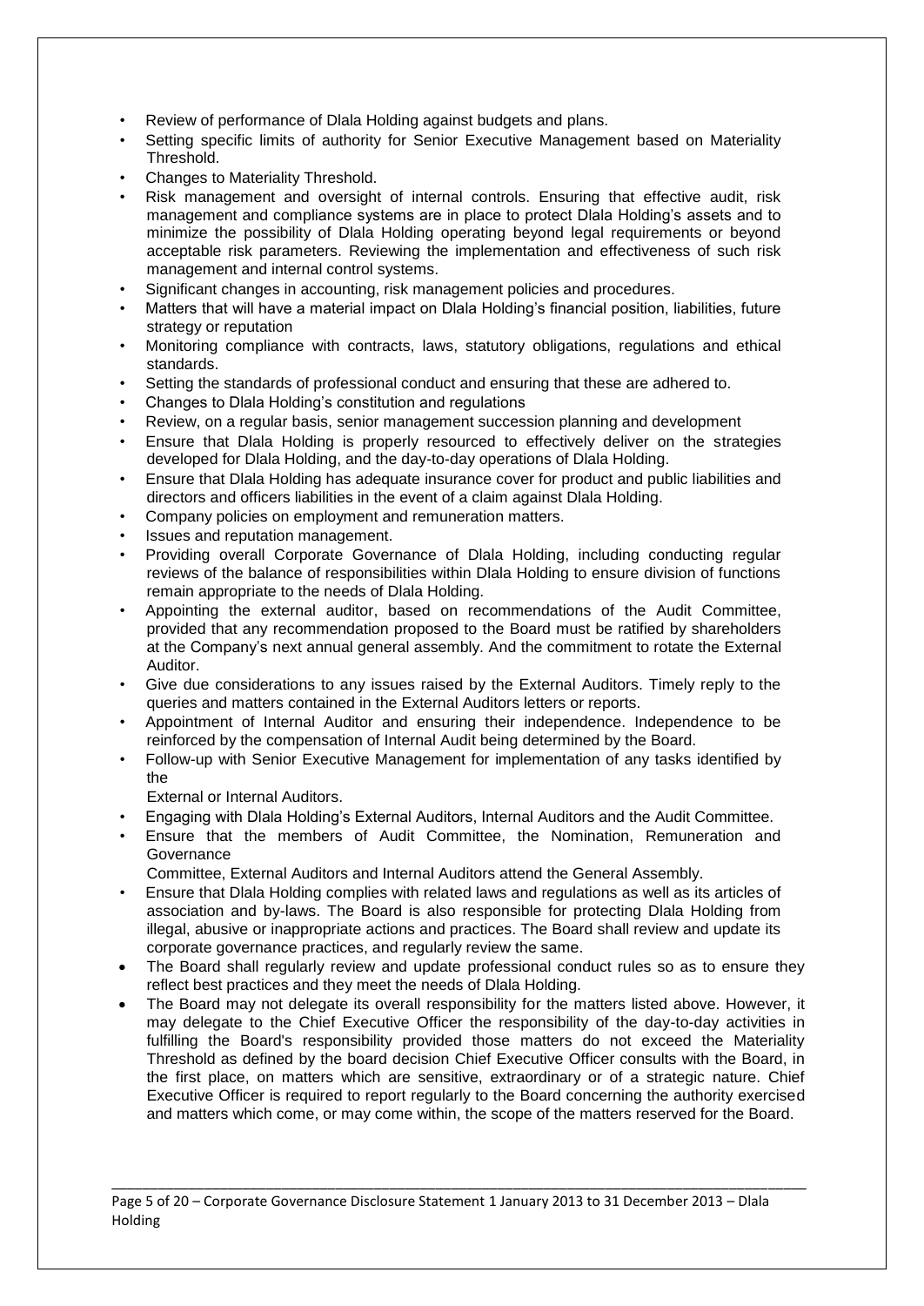- Review of performance of Dlala Holding against budgets and plans.
- Setting specific limits of authority for Senior Executive Management based on Materiality Threshold.
- Changes to Materiality Threshold.
- Risk management and oversight of internal controls. Ensuring that effective audit, risk management and compliance systems are in place to protect Dlala Holding's assets and to minimize the possibility of Dlala Holding operating beyond legal requirements or beyond acceptable risk parameters. Reviewing the implementation and effectiveness of such risk management and internal control systems.
- Significant changes in accounting, risk management policies and procedures.
- Matters that will have a material impact on Dlala Holding's financial position, liabilities, future strategy or reputation
- Monitoring compliance with contracts, laws, statutory obligations, regulations and ethical standards.
- Setting the standards of professional conduct and ensuring that these are adhered to.
- Changes to Dlala Holding's constitution and regulations
- Review, on a regular basis, senior management succession planning and development
- Ensure that Dlala Holding is properly resourced to effectively deliver on the strategies developed for Dlala Holding, and the day-to-day operations of Dlala Holding.
- Ensure that Dlala Holding has adequate insurance cover for product and public liabilities and directors and officers liabilities in the event of a claim against Dlala Holding.
- Company policies on employment and remuneration matters.
- Issues and reputation management.
- Providing overall Corporate Governance of Dlala Holding, including conducting regular reviews of the balance of responsibilities within Dlala Holding to ensure division of functions remain appropriate to the needs of Dlala Holding.
- Appointing the external auditor, based on recommendations of the Audit Committee, provided that any recommendation proposed to the Board must be ratified by shareholders at the Company's next annual general assembly. And the commitment to rotate the External Auditor.
- Give due considerations to any issues raised by the External Auditors. Timely reply to the queries and matters contained in the External Auditors letters or reports.
- Appointment of Internal Auditor and ensuring their independence. Independence to be reinforced by the compensation of Internal Audit being determined by the Board.
- Follow-up with Senior Executive Management for implementation of any tasks identified by the External or Internal Auditors.
- Engaging with Dlala Holding's External Auditors, Internal Auditors and the Audit Committee.
- Ensure that the members of Audit Committee, the Nomination, Remuneration and Governance Committee, External Auditors and Internal Auditors attend the General Assembly.
- Ensure that Dlala Holding complies with related laws and regulations as well as its articles of association and by-laws. The Board is also responsible for protecting Dlala Holding from illegal, abusive or inappropriate actions and practices. The Board shall review and update its corporate governance practices, and regularly review the same.
- The Board shall regularly review and update professional conduct rules so as to ensure they reflect best practices and they meet the needs of Dlala Holding.
- The Board may not delegate its overall responsibility for the matters listed above. However, it may delegate to the Chief Executive Officer the responsibility of the day-to-day activities in fulfilling the Board's responsibility provided those matters do not exceed the Materiality Threshold as defined by the board decision Chief Executive Officer consults with the Board, in the first place, on matters which are sensitive, extraordinary or of a strategic nature. Chief Executive Officer is required to report regularly to the Board concerning the authority exercised and matters which come, or may come within, the scope of the matters reserved for the Board.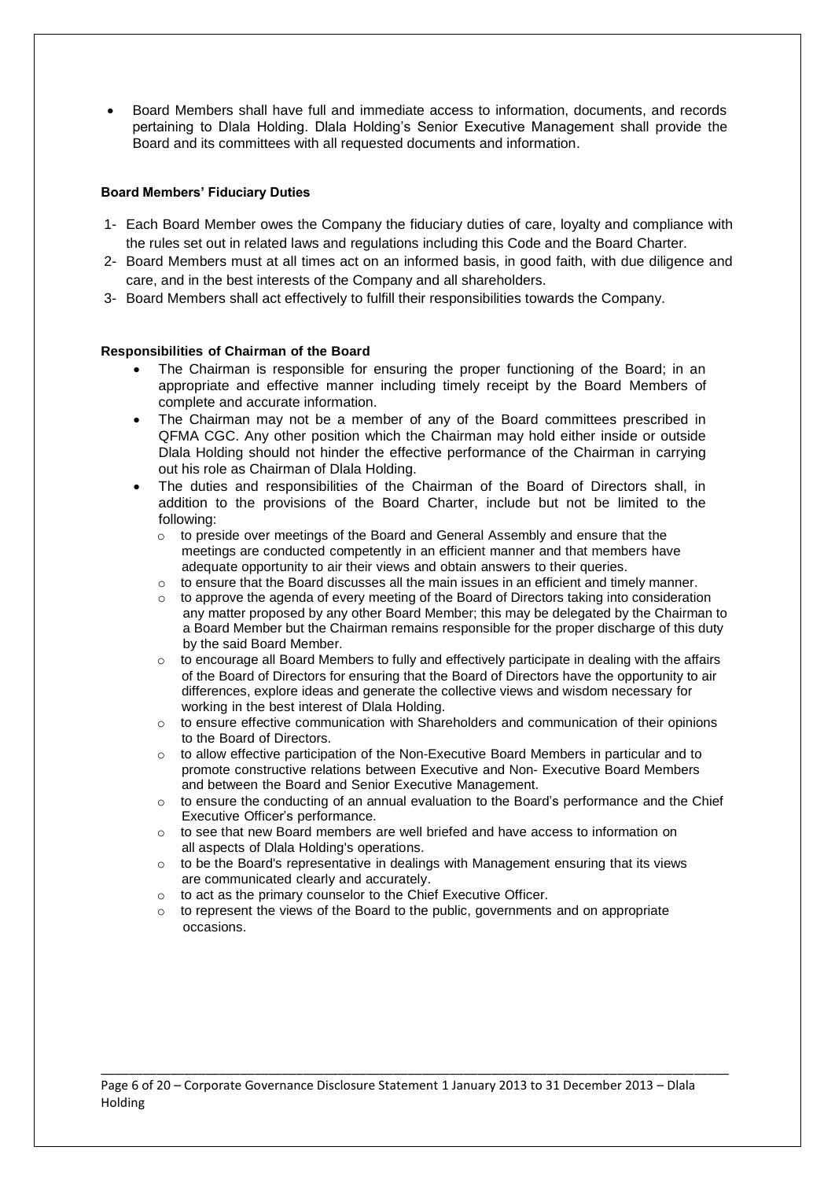- Board Members shall have full and immediate access to information, documents, and records pertaining to Dlala Holding. Dlala Holding's Senior Executive Management shall provide the Board and its committees with all requested documents and information.

**Board Members' Fiduciary Duties**

1- Each Board Member owes the Company the fiduciary duties of care, loyalty and compliance with the rules set out in related laws and regulations including this Code and the Board Charter.
2- Board Members must at all times act on an informed basis, in good faith, with due diligence and care, and in the best interests of the Company and all shareholders.
3- Board Members shall act effectively to fulfill their responsibilities towards the Company.

**Responsibilities of Chairman of the Board**

- The Chairman is responsible for ensuring the proper functioning of the Board; in an appropriate and effective manner including timely receipt by the Board Members of complete and accurate information.
- The Chairman may not be a member of any of the Board committees prescribed in QFMA CGC. Any other position which the Chairman may hold either inside or outside Dlala Holding should not hinder the effective performance of the Chairman in carrying out his role as Chairman of Dlala Holding.
- The duties and responsibilities of the Chairman of the Board of Directors shall, in addition to the provisions of the Board Charter, include but not be limited to the following:
  - to preside over meetings of the Board and General Assembly and ensure that the meetings are conducted competently in an efficient manner and that members have adequate opportunity to air their views and obtain answers to their queries.
  - to ensure that the Board discusses all the main issues in an efficient and timely manner.
  - to approve the agenda of every meeting of the Board of Directors taking into consideration any matter proposed by any other Board Member; this may be delegated by the Chairman to a Board Member but the Chairman remains responsible for the proper discharge of this duty by the said Board Member.
  - to encourage all Board Members to fully and effectively participate in dealing with the affairs of the Board of Directors for ensuring that the Board of Directors have the opportunity to air differences, explore ideas and generate the collective views and wisdom necessary for working in the best interest of Dlala Holding.
  - to ensure effective communication with Shareholders and communication of their opinions to the Board of Directors.
  - to allow effective participation of the Non-Executive Board Members in particular and to promote constructive relations between Executive and Non- Executive Board Members and between the Board and Senior Executive Management.
  - to ensure the conducting of an annual evaluation to the Board's performance and the Chief Executive Officer's performance.
  - to see that new Board members are well briefed and have access to information on all aspects of Dlala Holding's operations.
  - to be the Board's representative in dealings with Management ensuring that its views are communicated clearly and accurately.
  - to act as the primary counselor to the Chief Executive Officer.
  - to represent the views of the Board to the public, governments and on appropriate occasions.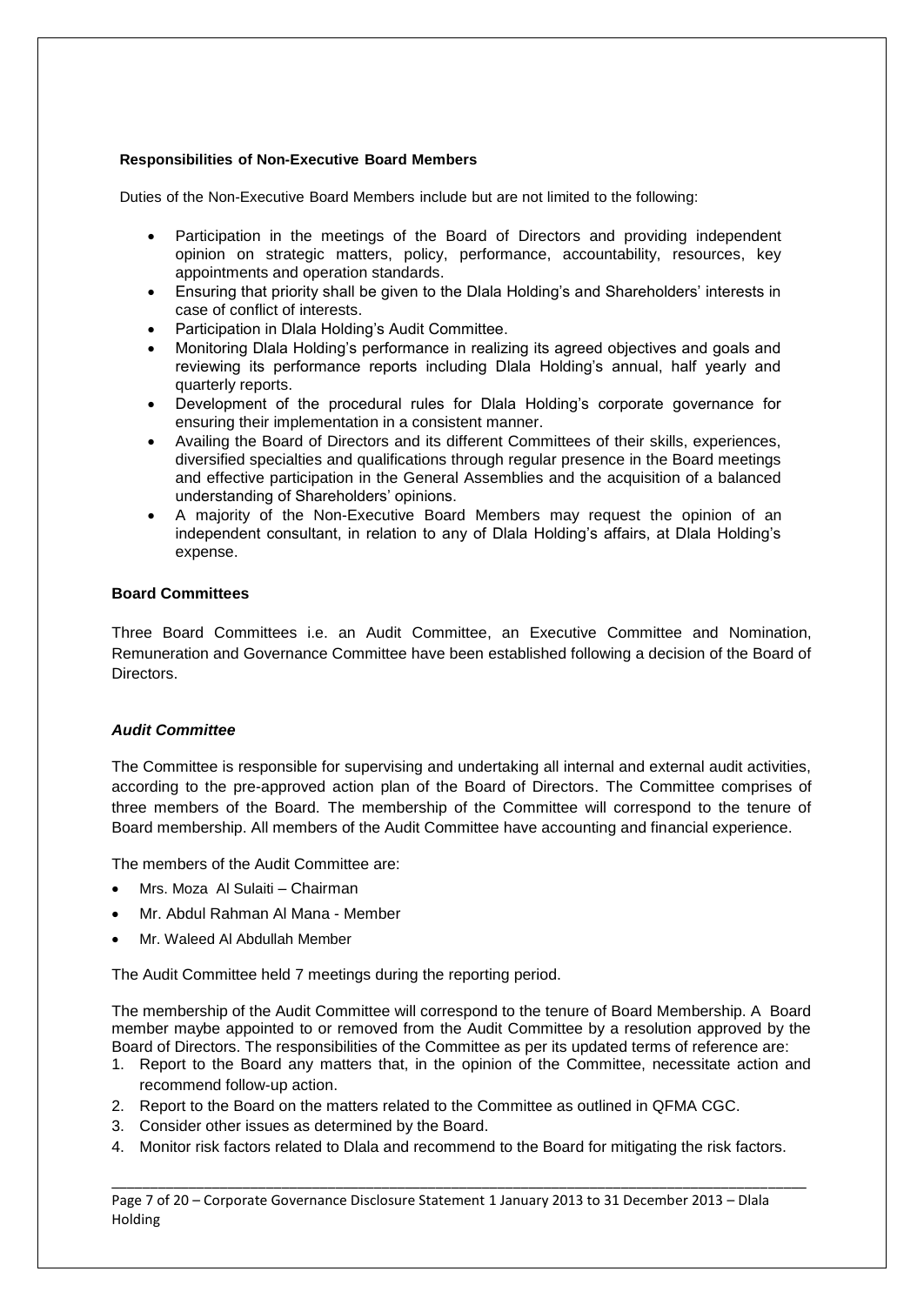**Responsibilities of Non-Executive Board Members**

Duties of the Non-Executive Board Members include but are not limited to the following:

- Participation in the meetings of the Board of Directors and providing independent opinion on strategic matters, policy, performance, accountability, resources, key appointments and operation standards.
- Ensuring that priority shall be given to the Dlala Holding's and Shareholders' interests in case of conflict of interests.
- Participation in Dlala Holding's Audit Committee.
- Monitoring Dlala Holding's performance in realizing its agreed objectives and goals and reviewing its performance reports including Dlala Holding's annual, half yearly and quarterly reports.
- Development of the procedural rules for Dlala Holding's corporate governance for ensuring their implementation in a consistent manner.
- Availing the Board of Directors and its different Committees of their skills, experiences, diversified specialties and qualifications through regular presence in the Board meetings and effective participation in the General Assemblies and the acquisition of a balanced understanding of Shareholders' opinions.
- A majority of the Non-Executive Board Members may request the opinion of an independent consultant, in relation to any of Dlala Holding's affairs, at Dlala Holding's expense.

**Board Committees**

Three Board Committees i.e. an Audit Committee, an Executive Committee and Nomination, Remuneration and Governance Committee have been established following a decision of the Board of Directors.

***Audit Committee***

The Committee is responsible for supervising and undertaking all internal and external audit activities, according to the pre-approved action plan of the Board of Directors. The Committee comprises of three members of the Board. The membership of the Committee will correspond to the tenure of Board membership. All members of the Audit Committee have accounting and financial experience.

The members of the Audit Committee are:

- Mrs. Moza Al Sulaiti – Chairman
- Mr. Abdul Rahman Al Mana - Member
- Mr. Waleed Al Abdullah Member

The Audit Committee held 7 meetings during the reporting period.

The membership of the Audit Committee will correspond to the tenure of Board Membership. A Board member maybe appointed to or removed from the Audit Committee by a resolution approved by the Board of Directors. The responsibilities of the Committee as per its updated terms of reference are:

1. Report to the Board any matters that, in the opinion of the Committee, necessitate action and recommend follow-up action.
2. Report to the Board on the matters related to the Committee as outlined in QFMA CGC.
3. Consider other issues as determined by the Board.
4. Monitor risk factors related to Dlala and recommend to the Board for mitigating the risk factors.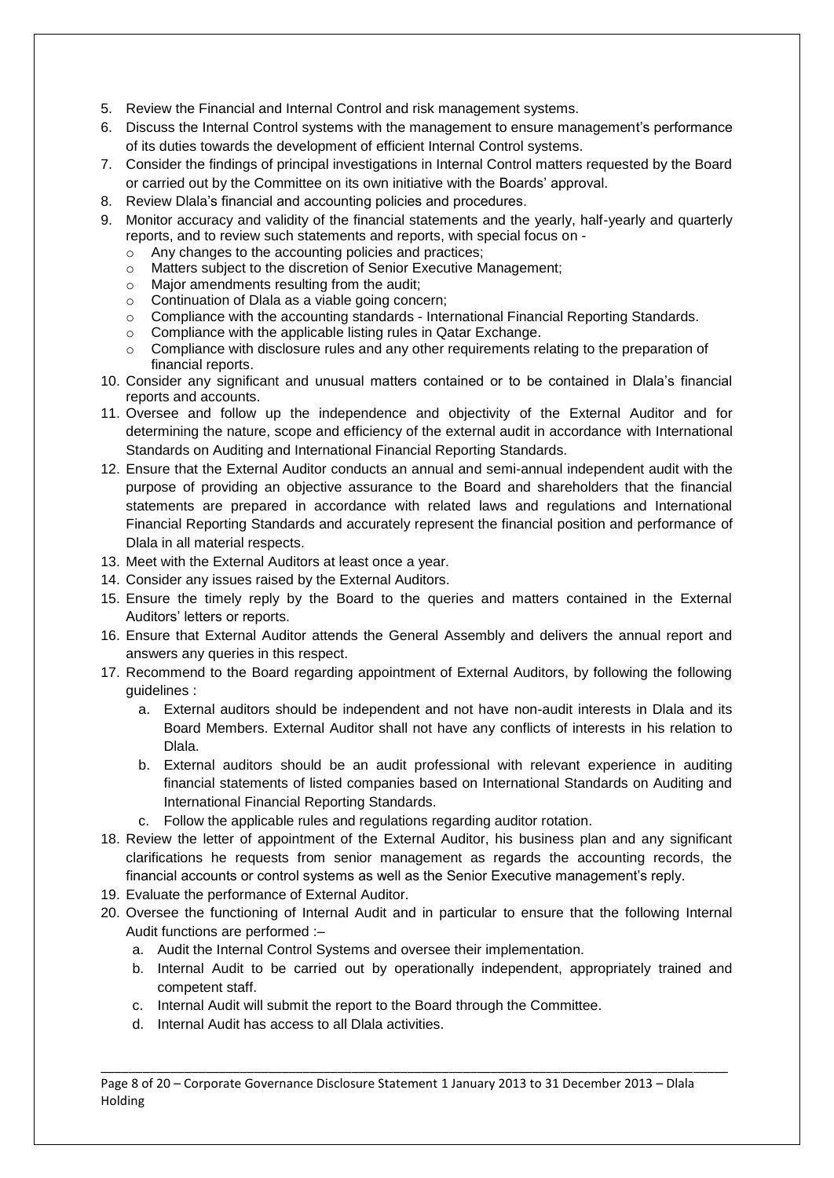5. Review the Financial and Internal Control and risk management systems.
6. Discuss the Internal Control systems with the management to ensure management's performance of its duties towards the development of efficient Internal Control systems.
7. Consider the findings of principal investigations in Internal Control matters requested by the Board or carried out by the Committee on its own initiative with the Boards' approval.
8. Review Dlala's financial and accounting policies and procedures.
9. Monitor accuracy and validity of the financial statements and the yearly, half-yearly and quarterly reports, and to review such statements and reports, with special focus on -
   - Any changes to the accounting policies and practices;
   - Matters subject to the discretion of Senior Executive Management;
   - Major amendments resulting from the audit;
   - Continuation of Dlala as a viable going concern;
   - Compliance with the accounting standards - International Financial Reporting Standards.
   - Compliance with the applicable listing rules in Qatar Exchange.
   - Compliance with disclosure rules and any other requirements relating to the preparation of financial reports.
10. Consider any significant and unusual matters contained or to be contained in Dlala's financial reports and accounts.
11. Oversee and follow up the independence and objectivity of the External Auditor and for determining the nature, scope and efficiency of the external audit in accordance with International Standards on Auditing and International Financial Reporting Standards.
12. Ensure that the External Auditor conducts an annual and semi-annual independent audit with the purpose of providing an objective assurance to the Board and shareholders that the financial statements are prepared in accordance with related laws and regulations and International Financial Reporting Standards and accurately represent the financial position and performance of Dlala in all material respects.
13. Meet with the External Auditors at least once a year.
14. Consider any issues raised by the External Auditors.
15. Ensure the timely reply by the Board to the queries and matters contained in the External Auditors' letters or reports.
16. Ensure that External Auditor attends the General Assembly and delivers the annual report and answers any queries in this respect.
17. Recommend to the Board regarding appointment of External Auditors, by following the following guidelines :
    a. External auditors should be independent and not have non-audit interests in Dlala and its Board Members. External Auditor shall not have any conflicts of interests in his relation to Dlala.
    b. External auditors should be an audit professional with relevant experience in auditing financial statements of listed companies based on International Standards on Auditing and International Financial Reporting Standards.
    c. Follow the applicable rules and regulations regarding auditor rotation.
18. Review the letter of appointment of the External Auditor, his business plan and any significant clarifications he requests from senior management as regards the accounting records, the financial accounts or control systems as well as the Senior Executive management's reply.
19. Evaluate the performance of External Auditor.
20. Oversee the functioning of Internal Audit and in particular to ensure that the following Internal Audit functions are performed :–
    a. Audit the Internal Control Systems and oversee their implementation.
    b. Internal Audit to be carried out by operationally independent, appropriately trained and competent staff.
    c. Internal Audit will submit the report to the Board through the Committee.
    d. Internal Audit has access to all Dlala activities.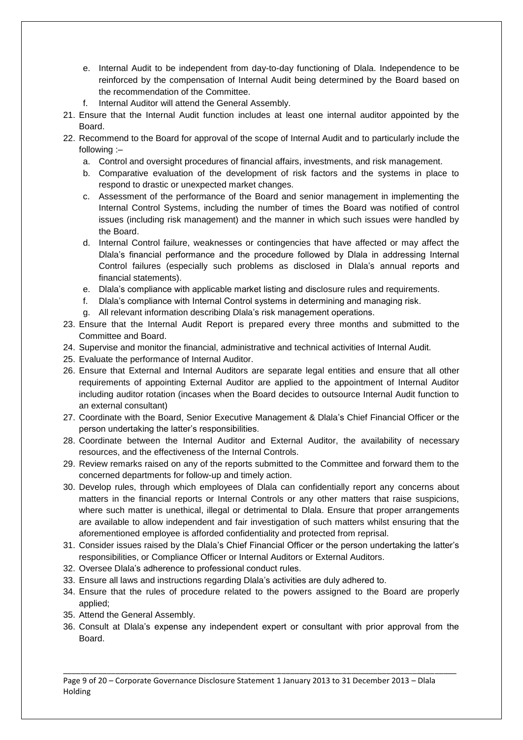e. Internal Audit to be independent from day-to-day functioning of Dlala. Independence to be reinforced by the compensation of Internal Audit being determined by the Board based on the recommendation of the Committee.
   f. Internal Auditor will attend the General Assembly.
21. Ensure that the Internal Audit function includes at least one internal auditor appointed by the Board.
22. Recommend to the Board for approval of the scope of Internal Audit and to particularly include the following :–
   a. Control and oversight procedures of financial affairs, investments, and risk management.
   b. Comparative evaluation of the development of risk factors and the systems in place to respond to drastic or unexpected market changes.
   c. Assessment of the performance of the Board and senior management in implementing the Internal Control Systems, including the number of times the Board was notified of control issues (including risk management) and the manner in which such issues were handled by the Board.
   d. Internal Control failure, weaknesses or contingencies that have affected or may affect the Dlala's financial performance and the procedure followed by Dlala in addressing Internal Control failures (especially such problems as disclosed in Dlala's annual reports and financial statements).
   e. Dlala's compliance with applicable market listing and disclosure rules and requirements.
   f. Dlala's compliance with Internal Control systems in determining and managing risk.
   g. All relevant information describing Dlala's risk management operations.
23. Ensure that the Internal Audit Report is prepared every three months and submitted to the Committee and Board.
24. Supervise and monitor the financial, administrative and technical activities of Internal Audit.
25. Evaluate the performance of Internal Auditor.
26. Ensure that External and Internal Auditors are separate legal entities and ensure that all other requirements of appointing External Auditor are applied to the appointment of Internal Auditor including auditor rotation (incases when the Board decides to outsource Internal Audit function to an external consultant)
27. Coordinate with the Board, Senior Executive Management & Dlala's Chief Financial Officer or the person undertaking the latter's responsibilities.
28. Coordinate between the Internal Auditor and External Auditor, the availability of necessary resources, and the effectiveness of the Internal Controls.
29. Review remarks raised on any of the reports submitted to the Committee and forward them to the concerned departments for follow-up and timely action.
30. Develop rules, through which employees of Dlala can confidentially report any concerns about matters in the financial reports or Internal Controls or any other matters that raise suspicions, where such matter is unethical, illegal or detrimental to Dlala. Ensure that proper arrangements are available to allow independent and fair investigation of such matters whilst ensuring that the aforementioned employee is afforded confidentiality and protected from reprisal.
31. Consider issues raised by the Dlala's Chief Financial Officer or the person undertaking the latter's responsibilities, or Compliance Officer or Internal Auditors or External Auditors.
32. Oversee Dlala's adherence to professional conduct rules.
33. Ensure all laws and instructions regarding Dlala's activities are duly adhered to.
34. Ensure that the rules of procedure related to the powers assigned to the Board are properly applied;
35. Attend the General Assembly.
36. Consult at Dlala's expense any independent expert or consultant with prior approval from the Board.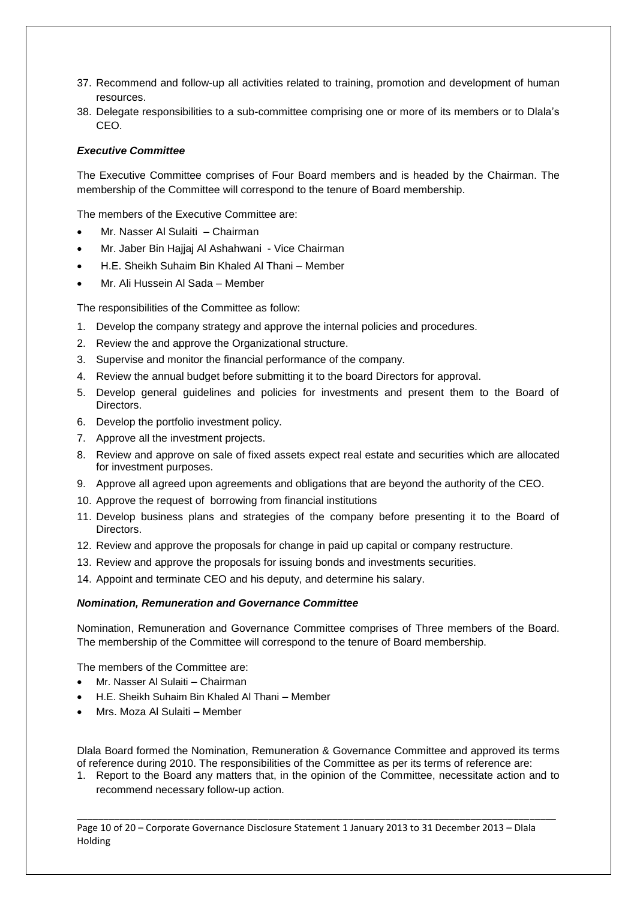37. Recommend and follow-up all activities related to training, promotion and development of human resources.
38. Delegate responsibilities to a sub-committee comprising one or more of its members or to Dlala's CEO.

***Executive Committee***

The Executive Committee comprises of Four Board members and is headed by the Chairman. The membership of the Committee will correspond to the tenure of Board membership.

The members of the Executive Committee are:

- Mr. Nasser Al Sulaiti – Chairman
- Mr. Jaber Bin Hajjaj Al Ashahwani - Vice Chairman
- H.E. Sheikh Suhaim Bin Khaled Al Thani – Member
- Mr. Ali Hussein Al Sada – Member

The responsibilities of the Committee as follow:

1. Develop the company strategy and approve the internal policies and procedures.
2. Review the and approve the Organizational structure.
3. Supervise and monitor the financial performance of the company.
4. Review the annual budget before submitting it to the board Directors for approval.
5. Develop general guidelines and policies for investments and present them to the Board of Directors.
6. Develop the portfolio investment policy.
7. Approve all the investment projects.
8. Review and approve on sale of fixed assets expect real estate and securities which are allocated for investment purposes.
9. Approve all agreed upon agreements and obligations that are beyond the authority of the CEO.
10. Approve the request of borrowing from financial institutions
11. Develop business plans and strategies of the company before presenting it to the Board of Directors.
12. Review and approve the proposals for change in paid up capital or company restructure.
13. Review and approve the proposals for issuing bonds and investments securities.
14. Appoint and terminate CEO and his deputy, and determine his salary.

***Nomination, Remuneration and Governance Committee***

Nomination, Remuneration and Governance Committee comprises of Three members of the Board. The membership of the Committee will correspond to the tenure of Board membership.

The members of the Committee are:

- Mr. Nasser Al Sulaiti – Chairman
- H.E. Sheikh Suhaim Bin Khaled Al Thani – Member
- Mrs. Moza Al Sulaiti – Member

Dlala Board formed the Nomination, Remuneration & Governance Committee and approved its terms of reference during 2010. The responsibilities of the Committee as per its terms of reference are:

1. Report to the Board any matters that, in the opinion of the Committee, necessitate action and to recommend necessary follow-up action.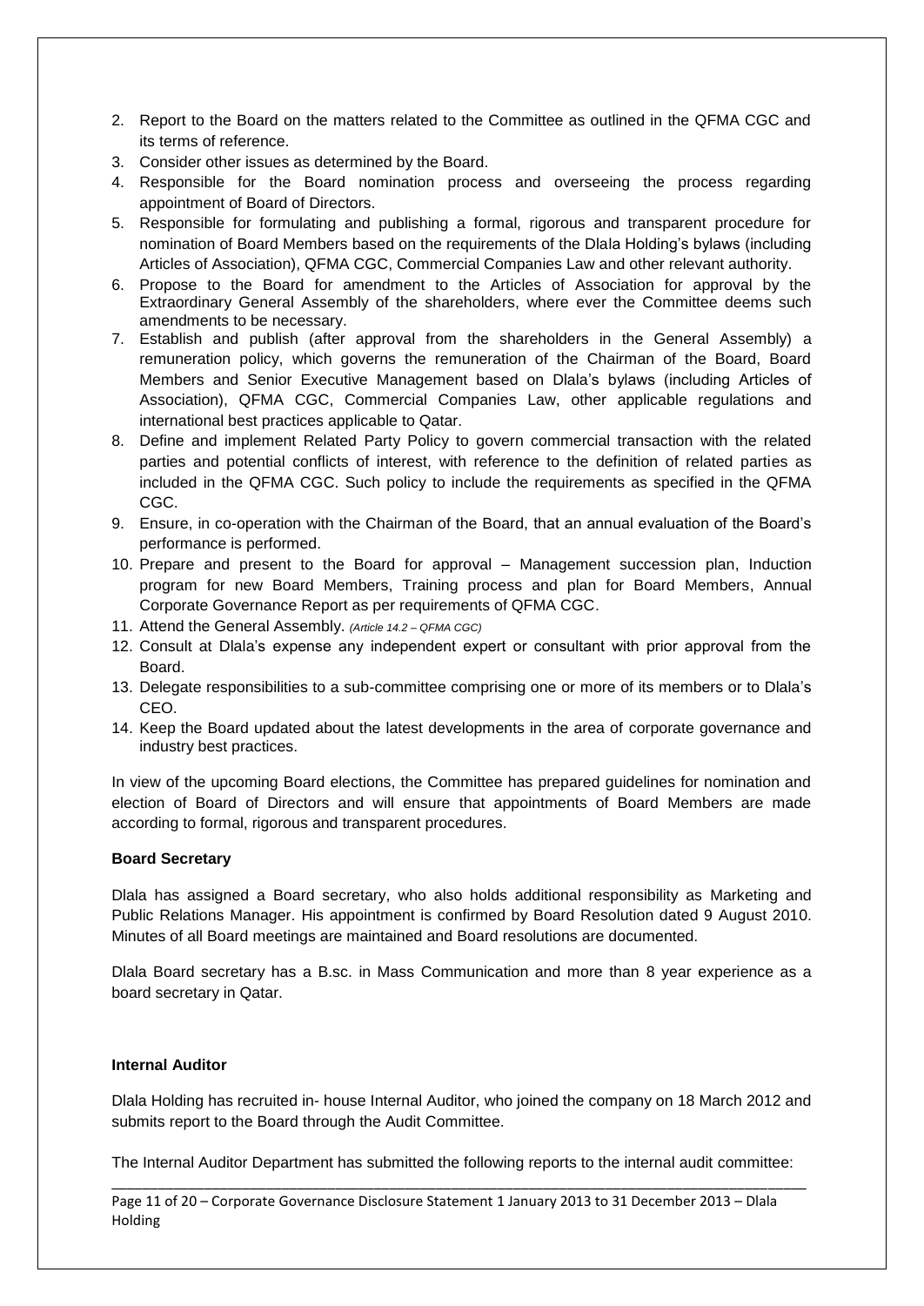2. Report to the Board on the matters related to the Committee as outlined in the QFMA CGC and its terms of reference.
3. Consider other issues as determined by the Board.
4. Responsible for the Board nomination process and overseeing the process regarding appointment of Board of Directors.
5. Responsible for formulating and publishing a formal, rigorous and transparent procedure for nomination of Board Members based on the requirements of the Dlala Holding's bylaws (including Articles of Association), QFMA CGC, Commercial Companies Law and other relevant authority.
6. Propose to the Board for amendment to the Articles of Association for approval by the Extraordinary General Assembly of the shareholders, where ever the Committee deems such amendments to be necessary.
7. Establish and publish (after approval from the shareholders in the General Assembly) a remuneration policy, which governs the remuneration of the Chairman of the Board, Board Members and Senior Executive Management based on Dlala's bylaws (including Articles of Association), QFMA CGC, Commercial Companies Law, other applicable regulations and international best practices applicable to Qatar.
8. Define and implement Related Party Policy to govern commercial transaction with the related parties and potential conflicts of interest, with reference to the definition of related parties as included in the QFMA CGC. Such policy to include the requirements as specified in the QFMA CGC.
9. Ensure, in co-operation with the Chairman of the Board, that an annual evaluation of the Board's performance is performed.
10. Prepare and present to the Board for approval – Management succession plan, Induction program for new Board Members, Training process and plan for Board Members, Annual Corporate Governance Report as per requirements of QFMA CGC.
11. Attend the General Assembly. *(Article 14.2 – QFMA CGC)*
12. Consult at Dlala's expense any independent expert or consultant with prior approval from the Board.
13. Delegate responsibilities to a sub-committee comprising one or more of its members or to Dlala's CEO.
14. Keep the Board updated about the latest developments in the area of corporate governance and industry best practices.

In view of the upcoming Board elections, the Committee has prepared guidelines for nomination and election of Board of Directors and will ensure that appointments of Board Members are made according to formal, rigorous and transparent procedures.

**Board Secretary**

Dlala has assigned a Board secretary, who also holds additional responsibility as Marketing and Public Relations Manager. His appointment is confirmed by Board Resolution dated 9 August 2010. Minutes of all Board meetings are maintained and Board resolutions are documented.

Dlala Board secretary has a B.sc. in Mass Communication and more than 8 year experience as a board secretary in Qatar.

**Internal Auditor**

Dlala Holding has recruited in- house Internal Auditor, who joined the company on 18 March 2012 and submits report to the Board through the Audit Committee.

The Internal Auditor Department has submitted the following reports to the internal audit committee: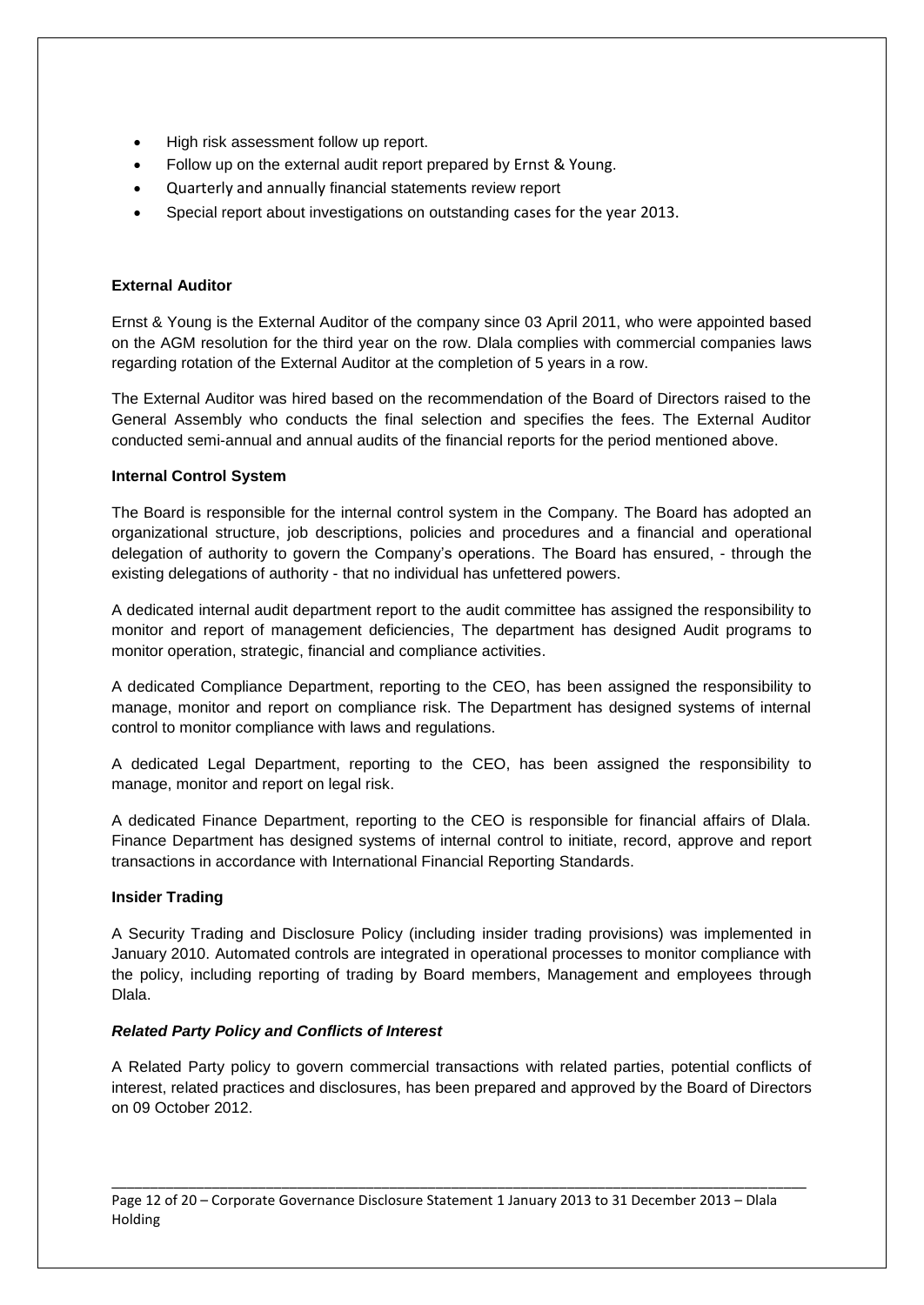- High risk assessment follow up report.
- Follow up on the external audit report prepared by Ernst & Young.
- Quarterly and annually financial statements review report
- Special report about investigations on outstanding cases for the year 2013.

**External Auditor**

Ernst & Young is the External Auditor of the company since 03 April 2011, who were appointed based on the AGM resolution for the third year on the row. Dlala complies with commercial companies laws regarding rotation of the External Auditor at the completion of 5 years in a row.

The External Auditor was hired based on the recommendation of the Board of Directors raised to the General Assembly who conducts the final selection and specifies the fees. The External Auditor conducted semi-annual and annual audits of the financial reports for the period mentioned above.

**Internal Control System**

The Board is responsible for the internal control system in the Company. The Board has adopted an organizational structure, job descriptions, policies and procedures and a financial and operational delegation of authority to govern the Company's operations. The Board has ensured, - through the existing delegations of authority - that no individual has unfettered powers.

A dedicated internal audit department report to the audit committee has assigned the responsibility to monitor and report of management deficiencies, The department has designed Audit programs to monitor operation, strategic, financial and compliance activities.

A dedicated Compliance Department, reporting to the CEO, has been assigned the responsibility to manage, monitor and report on compliance risk. The Department has designed systems of internal control to monitor compliance with laws and regulations.

A dedicated Legal Department, reporting to the CEO, has been assigned the responsibility to manage, monitor and report on legal risk.

A dedicated Finance Department, reporting to the CEO is responsible for financial affairs of Dlala. Finance Department has designed systems of internal control to initiate, record, approve and report transactions in accordance with International Financial Reporting Standards.

**Insider Trading**

A Security Trading and Disclosure Policy (including insider trading provisions) was implemented in January 2010. Automated controls are integrated in operational processes to monitor compliance with the policy, including reporting of trading by Board members, Management and employees through Dlala.

***Related Party Policy and Conflicts of Interest***

A Related Party policy to govern commercial transactions with related parties, potential conflicts of interest, related practices and disclosures, has been prepared and approved by the Board of Directors on 09 October 2012.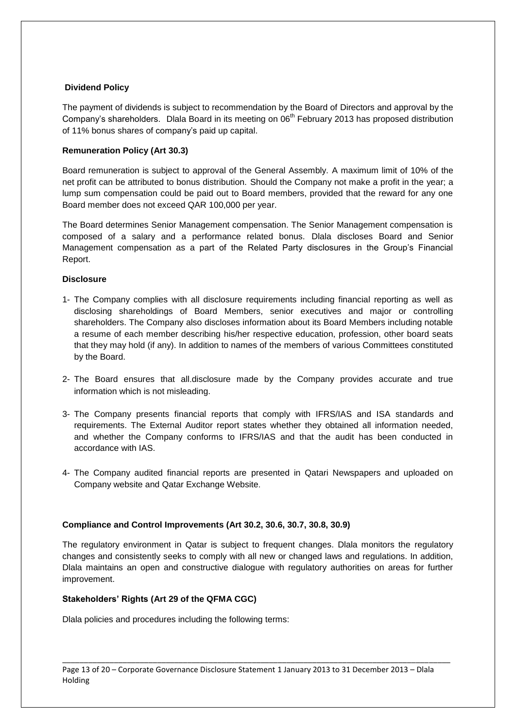### Dividend Policy

The payment of dividends is subject to recommendation by the Board of Directors and approval by the Company's shareholders. Dlala Board in its meeting on 06th February 2013 has proposed distribution of 11% bonus shares of company's paid up capital.

### Remuneration Policy (Art 30.3)

Board remuneration is subject to approval of the General Assembly. A maximum limit of 10% of the net profit can be attributed to bonus distribution. Should the Company not make a profit in the year; a lump sum compensation could be paid out to Board members, provided that the reward for any one Board member does not exceed QAR 100,000 per year.

The Board determines Senior Management compensation. The Senior Management compensation is composed of a salary and a performance related bonus. Dlala discloses Board and Senior Management compensation as a part of the Related Party disclosures in the Group's Financial Report.

### Disclosure

1- The Company complies with all disclosure requirements including financial reporting as well as disclosing shareholdings of Board Members, senior executives and major or controlling shareholders. The Company also discloses information about its Board Members including notable a resume of each member describing his/her respective education, profession, other board seats that they may hold (if any). In addition to names of the members of various Committees constituted by the Board.

2- The Board ensures that all.disclosure made by the Company provides accurate and true information which is not misleading.

3- The Company presents financial reports that comply with IFRS/IAS and ISA standards and requirements. The External Auditor report states whether they obtained all information needed, and whether the Company conforms to IFRS/IAS and that the audit has been conducted in accordance with IAS.

4- The Company audited financial reports are presented in Qatari Newspapers and uploaded on Company website and Qatar Exchange Website.

### Compliance and Control Improvements (Art 30.2, 30.6, 30.7, 30.8, 30.9)

The regulatory environment in Qatar is subject to frequent changes. Dlala monitors the regulatory changes and consistently seeks to comply with all new or changed laws and regulations. In addition, Dlala maintains an open and constructive dialogue with regulatory authorities on areas for further improvement.

### Stakeholders' Rights (Art 29 of the QFMA CGC)

Dlala policies and procedures including the following terms: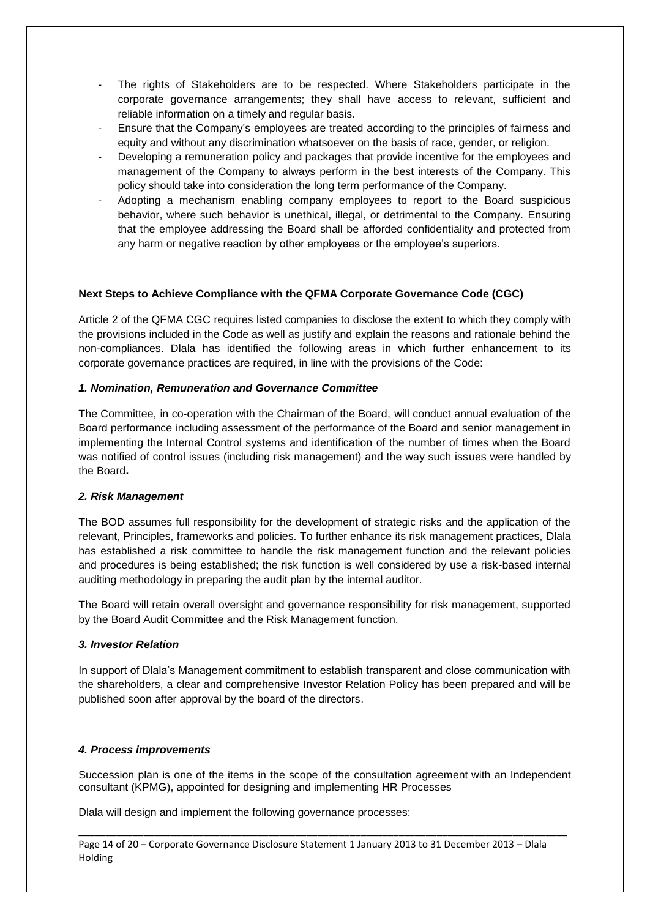- The rights of Stakeholders are to be respected. Where Stakeholders participate in the corporate governance arrangements; they shall have access to relevant, sufficient and reliable information on a timely and regular basis.
- Ensure that the Company's employees are treated according to the principles of fairness and equity and without any discrimination whatsoever on the basis of race, gender, or religion.
- Developing a remuneration policy and packages that provide incentive for the employees and management of the Company to always perform in the best interests of the Company. This policy should take into consideration the long term performance of the Company.
- Adopting a mechanism enabling company employees to report to the Board suspicious behavior, where such behavior is unethical, illegal, or detrimental to the Company. Ensuring that the employee addressing the Board shall be afforded confidentiality and protected from any harm or negative reaction by other employees or the employee's superiors.

**Next Steps to Achieve Compliance with the QFMA Corporate Governance Code (CGC)**

Article 2 of the QFMA CGC requires listed companies to disclose the extent to which they comply with the provisions included in the Code as well as justify and explain the reasons and rationale behind the non-compliances. Dlala has identified the following areas in which further enhancement to its corporate governance practices are required, in line with the provisions of the Code:

***1. Nomination, Remuneration and Governance Committee***

The Committee, in co-operation with the Chairman of the Board, will conduct annual evaluation of the Board performance including assessment of the performance of the Board and senior management in implementing the Internal Control systems and identification of the number of times when the Board was notified of control issues (including risk management) and the way such issues were handled by the Board**.**

***2. Risk Management***

The BOD assumes full responsibility for the development of strategic risks and the application of the relevant, Principles, frameworks and policies. To further enhance its risk management practices, Dlala has established a risk committee to handle the risk management function and the relevant policies and procedures is being established; the risk function is well considered by use a risk-based internal auditing methodology in preparing the audit plan by the internal auditor.

The Board will retain overall oversight and governance responsibility for risk management, supported by the Board Audit Committee and the Risk Management function.

***3. Investor Relation***

In support of Dlala's Management commitment to establish transparent and close communication with the shareholders, a clear and comprehensive Investor Relation Policy has been prepared and will be published soon after approval by the board of the directors.

***4. Process improvements***

Succession plan is one of the items in the scope of the consultation agreement with an Independent consultant (KPMG), appointed for designing and implementing HR Processes

Dlala will design and implement the following governance processes: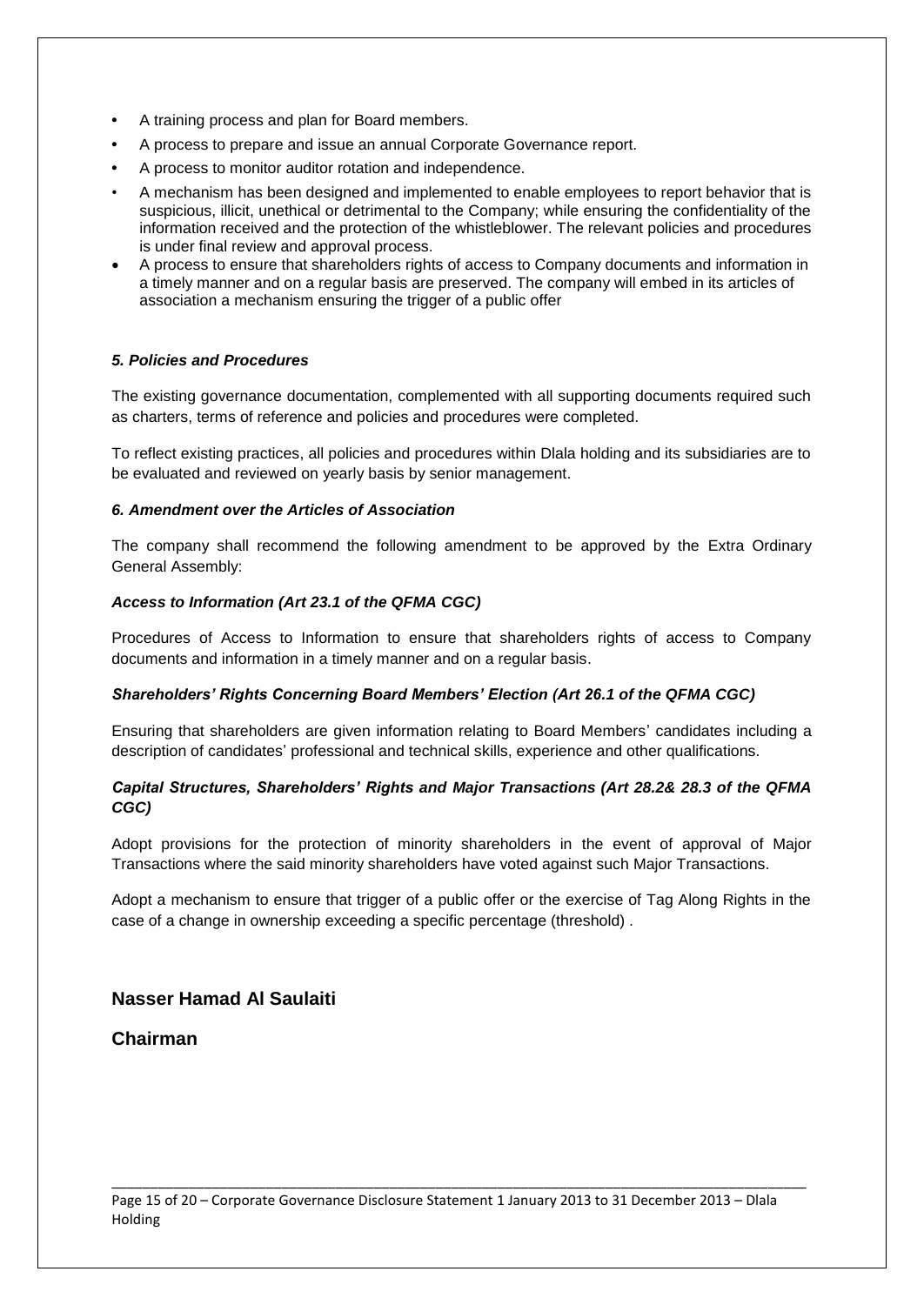- A training process and plan for Board members.
- A process to prepare and issue an annual Corporate Governance report.
- A process to monitor auditor rotation and independence.
- A mechanism has been designed and implemented to enable employees to report behavior that is suspicious, illicit, unethical or detrimental to the Company; while ensuring the confidentiality of the information received and the protection of the whistleblower. The relevant policies and procedures is under final review and approval process.
- A process to ensure that shareholders rights of access to Company documents and information in a timely manner and on a regular basis are preserved. The company will embed in its articles of association a mechanism ensuring the trigger of a public offer

### *5. Policies and Procedures*

The existing governance documentation, complemented with all supporting documents required such as charters, terms of reference and policies and procedures were completed.

To reflect existing practices, all policies and procedures within Dlala holding and its subsidiaries are to be evaluated and reviewed on yearly basis by senior management.

### *6. Amendment over the Articles of Association*

The company shall recommend the following amendment to be approved by the Extra Ordinary General Assembly:

***Access to Information (Art 23.1 of the QFMA CGC)***

Procedures of Access to Information to ensure that shareholders rights of access to Company documents and information in a timely manner and on a regular basis.

***Shareholders' Rights Concerning Board Members' Election (Art 26.1 of the QFMA CGC)***

Ensuring that shareholders are given information relating to Board Members' candidates including a description of candidates' professional and technical skills, experience and other qualifications.

***Capital Structures, Shareholders' Rights and Major Transactions (Art 28.2& 28.3 of the QFMA CGC)***

Adopt provisions for the protection of minority shareholders in the event of approval of Major Transactions where the said minority shareholders have voted against such Major Transactions.

Adopt a mechanism to ensure that trigger of a public offer or the exercise of Tag Along Rights in the case of a change in ownership exceeding a specific percentage (threshold) .

**Nasser Hamad Al Saulaiti**

**Chairman**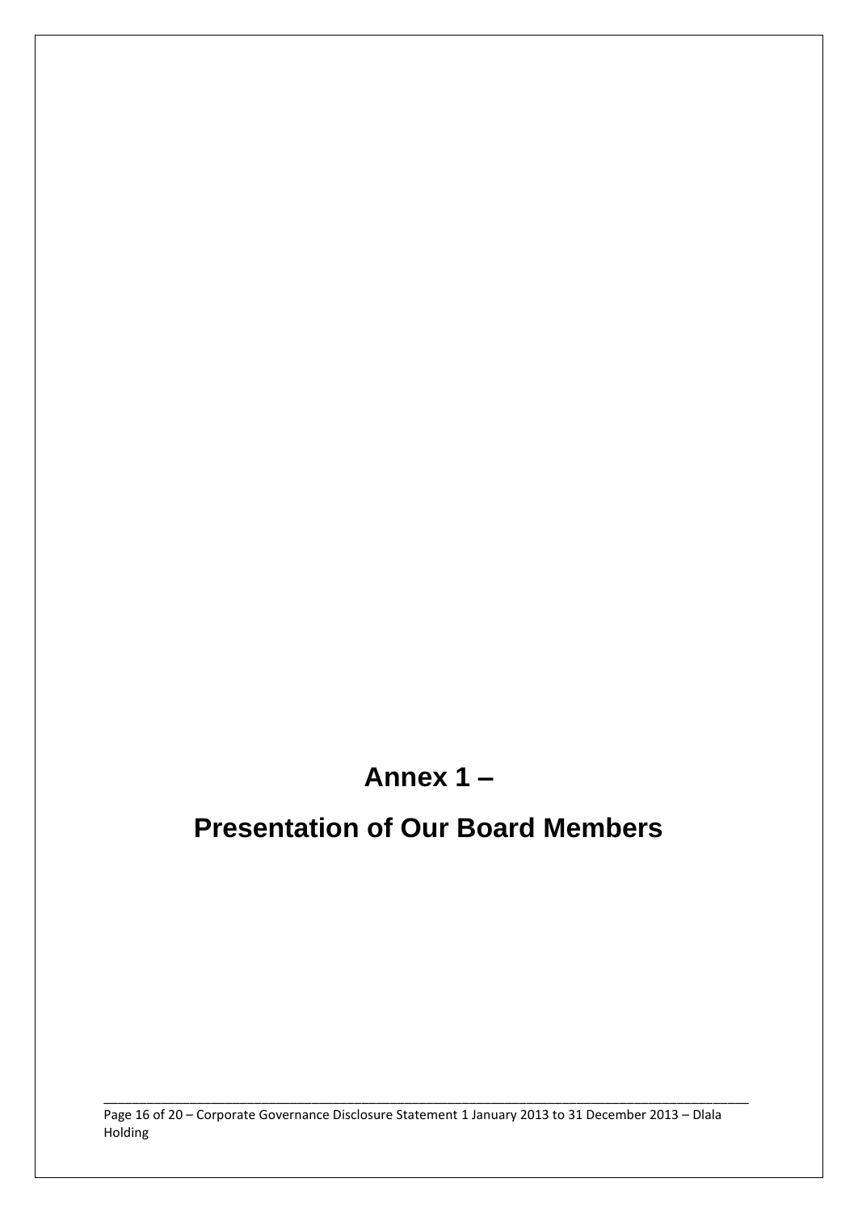# Annex 1 –

# Presentation of Our Board Members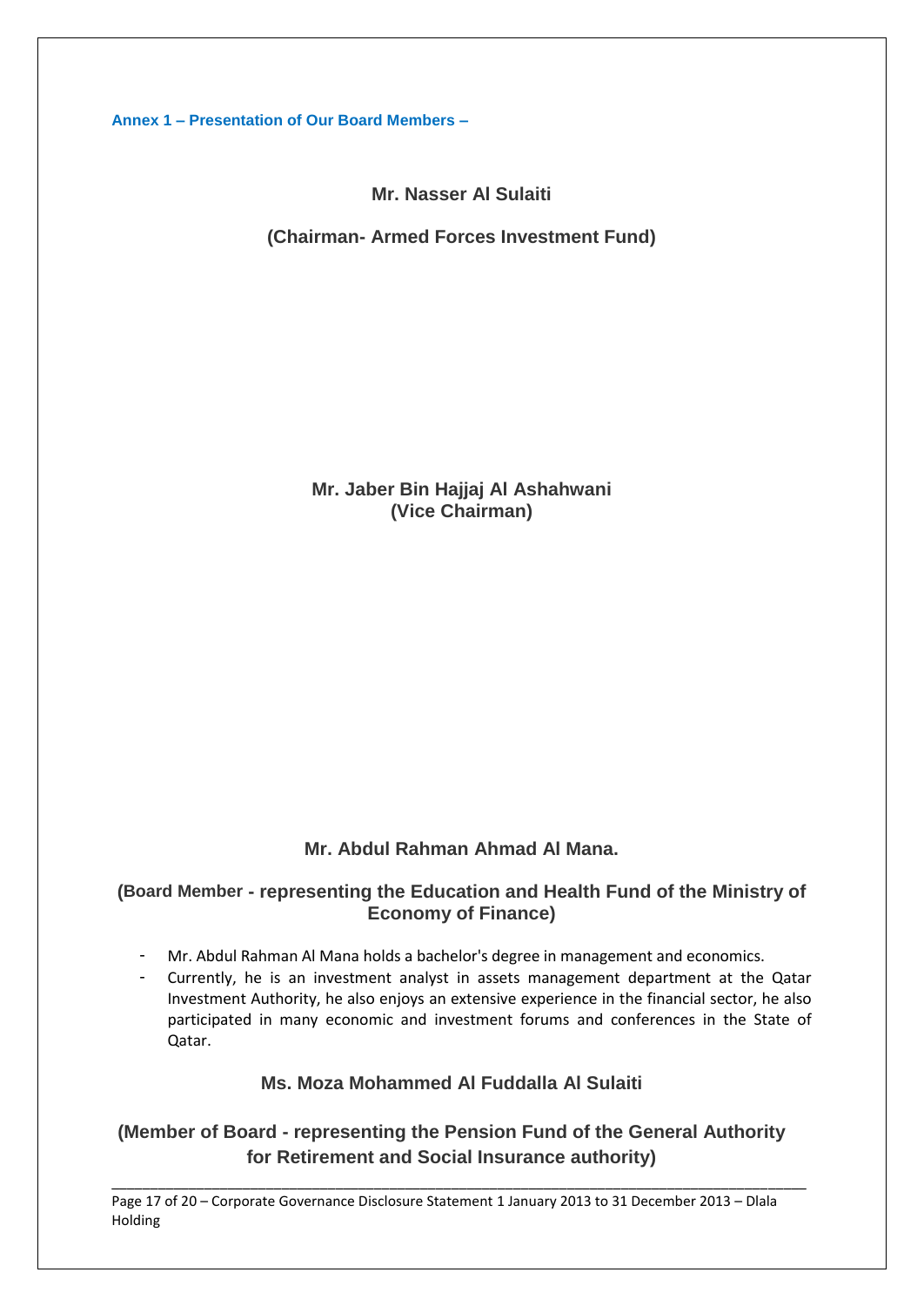**Annex 1 – Presentation of Our Board Members –**

**Mr. Nasser Al Sulaiti**

**(Chairman- Armed Forces Investment Fund)**

**Mr. Jaber Bin Hajjaj Al Ashahwani**
**(Vice Chairman)**

**Mr. Abdul Rahman Ahmad Al Mana.**

**(Board Member - representing the Education and Health Fund of the Ministry of Economy of Finance)**

- Mr. Abdul Rahman Al Mana holds a bachelor's degree in management and economics.
- Currently, he is an investment analyst in assets management department at the Qatar Investment Authority, he also enjoys an extensive experience in the financial sector, he also participated in many economic and investment forums and conferences in the State of Qatar.

**Ms. Moza Mohammed Al Fuddalla Al Sulaiti**

**(Member of Board - representing the Pension Fund of the General Authority for Retirement and Social Insurance authority)**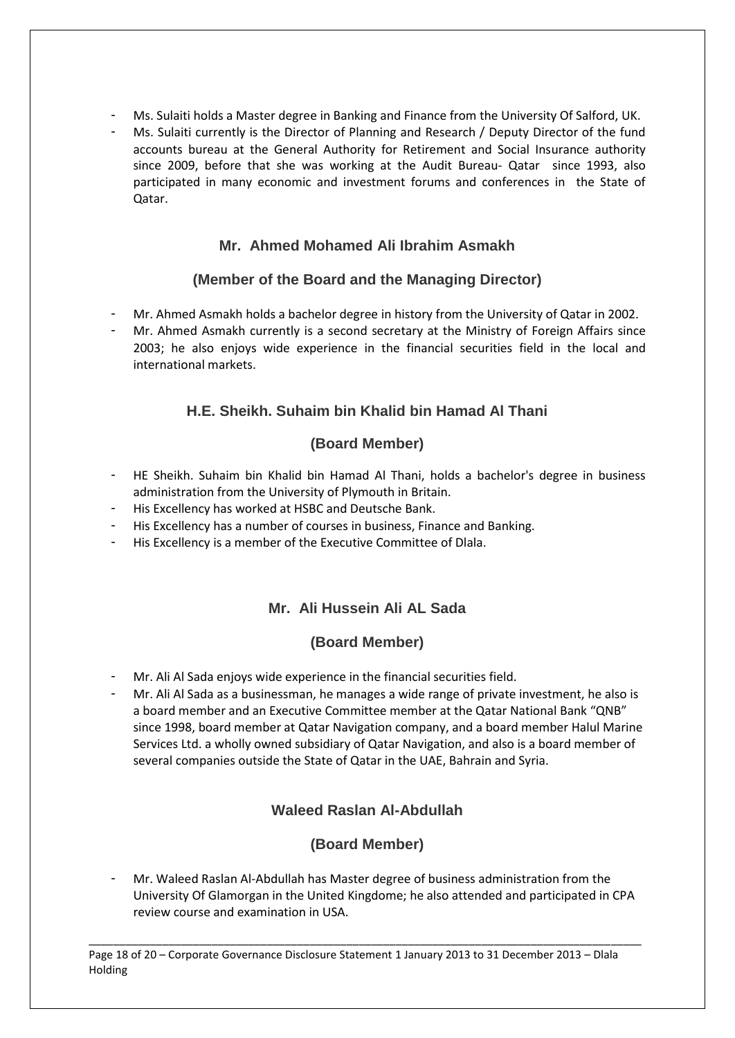- Ms. Sulaiti holds a Master degree in Banking and Finance from the University Of Salford, UK.
- Ms. Sulaiti currently is the Director of Planning and Research / Deputy Director of the fund accounts bureau at the General Authority for Retirement and Social Insurance authority since 2009, before that she was working at the Audit Bureau- Qatar since 1993, also participated in many economic and investment forums and conferences in the State of Qatar.

### Mr. Ahmed Mohamed Ali Ibrahim Asmakh

### (Member of the Board and the Managing Director)

- Mr. Ahmed Asmakh holds a bachelor degree in history from the University of Qatar in 2002.
- Mr. Ahmed Asmakh currently is a second secretary at the Ministry of Foreign Affairs since 2003; he also enjoys wide experience in the financial securities field in the local and international markets.

### H.E. Sheikh. Suhaim bin Khalid bin Hamad Al Thani

### (Board Member)

- HE Sheikh. Suhaim bin Khalid bin Hamad Al Thani, holds a bachelor's degree in business administration from the University of Plymouth in Britain.
- His Excellency has worked at HSBC and Deutsche Bank.
- His Excellency has a number of courses in business, Finance and Banking.
- His Excellency is a member of the Executive Committee of Dlala.

### Mr. Ali Hussein Ali AL Sada

### (Board Member)

- Mr. Ali Al Sada enjoys wide experience in the financial securities field.
- Mr. Ali Al Sada as a businessman, he manages a wide range of private investment, he also is a board member and an Executive Committee member at the Qatar National Bank "QNB" since 1998, board member at Qatar Navigation company, and a board member Halul Marine Services Ltd. a wholly owned subsidiary of Qatar Navigation, and also is a board member of several companies outside the State of Qatar in the UAE, Bahrain and Syria.

### Waleed Raslan Al-Abdullah

### (Board Member)

- Mr. Waleed Raslan Al-Abdullah has Master degree of business administration from the University Of Glamorgan in the United Kingdome; he also attended and participated in CPA review course and examination in USA.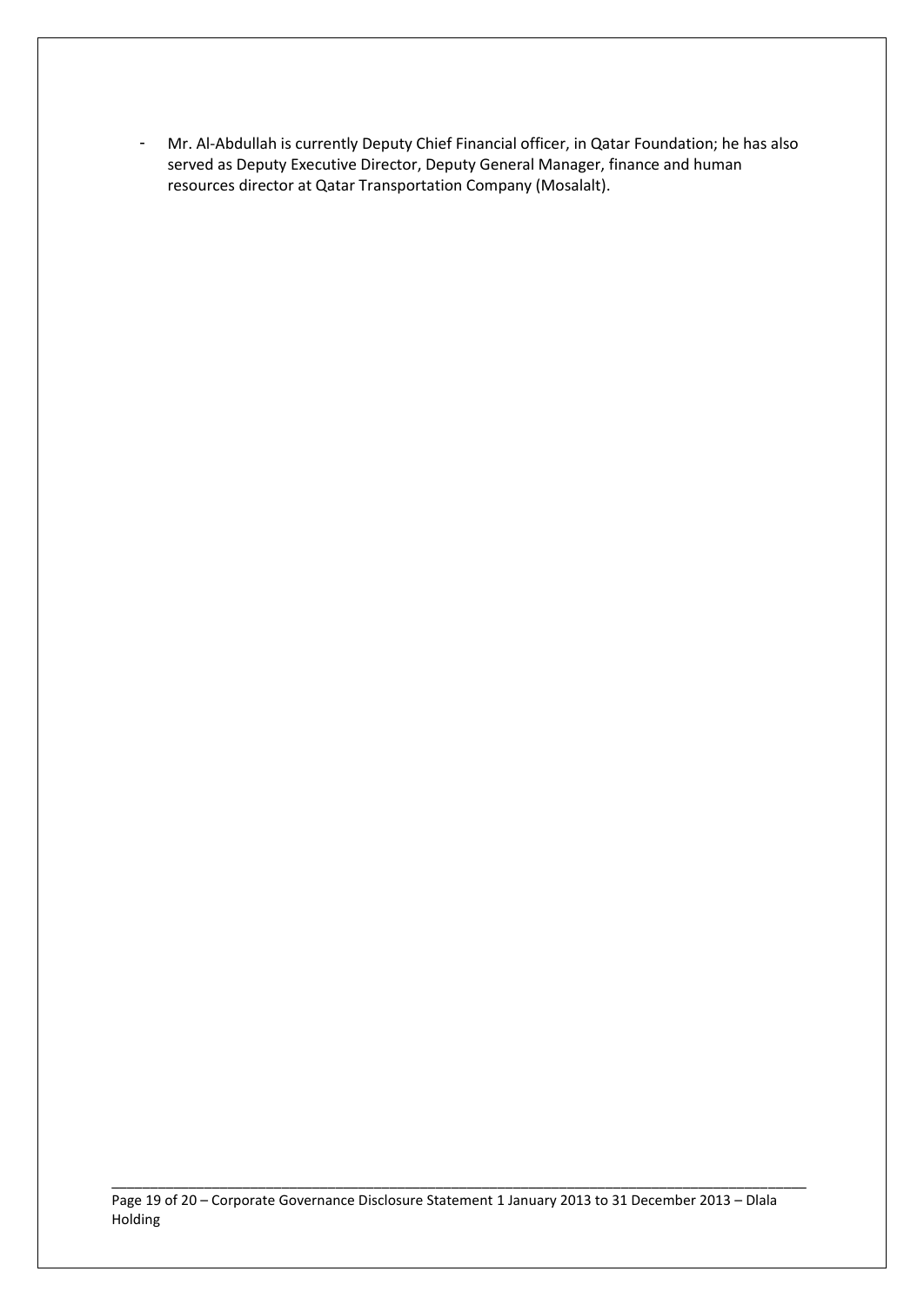- Mr. Al-Abdullah is currently Deputy Chief Financial officer, in Qatar Foundation; he has also served as Deputy Executive Director, Deputy General Manager, finance and human resources director at Qatar Transportation Company (Mosalalt).